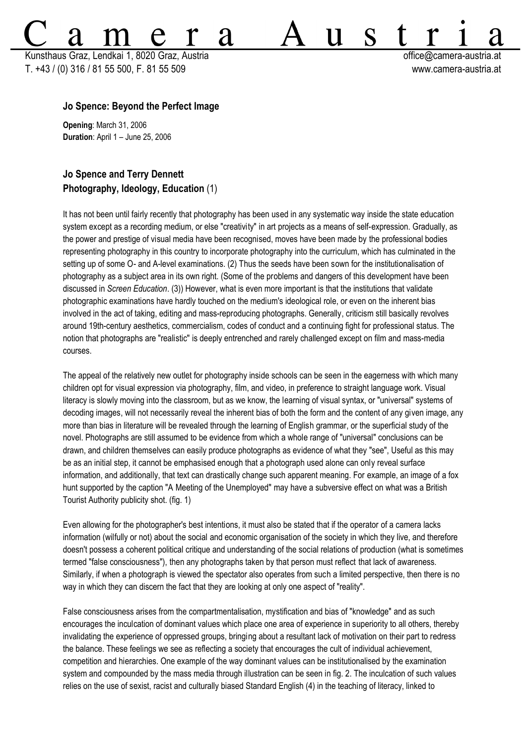# Camera Austria

Kunsthaus Graz, Lendkai 1, 8020 Graz, Austria
T. +43 / (0) 316 / 81 55 500, F. 81 55 509
office@camera-austria.at
www.camera-austria.at

## Jo Spence: Beyond the Perfect Image

**Opening**: March 31, 2006
**Duration**: April 1 – June 25, 2006

## Jo Spence and Terry Dennett
## Photography, Ideology, Education (1)

It has not been until fairly recently that photography has been used in any systematic way inside the state education system except as a recording medium, or else "creativity" in art projects as a means of self-expression. Gradually, as the power and prestige of visual media have been recognised, moves have been made by the professional bodies representing photography in this country to incorporate photography into the curriculum, which has culminated in the setting up of some O- and A-level examinations. (2) Thus the seeds have been sown for the institutionalisation of photography as a subject area in its own right. (Some of the problems and dangers of this development have been discussed in *Screen Education*. (3)) However, what is even more important is that the institutions that validate photographic examinations have hardly touched on the medium's ideological role, or even on the inherent bias involved in the act of taking, editing and mass-reproducing photographs. Generally, criticism still basically revolves around 19th-century aesthetics, commercialism, codes of conduct and a continuing fight for professional status. The notion that photographs are "realistic" is deeply entrenched and rarely challenged except on film and mass-media courses.

The appeal of the relatively new outlet for photography inside schools can be seen in the eagerness with which many children opt for visual expression via photography, film, and video, in preference to straight language work. Visual literacy is slowly moving into the classroom, but as we know, the learning of visual syntax, or "universal" systems of decoding images, will not necessarily reveal the inherent bias of both the form and the content of any given image, any more than bias in literature will be revealed through the learning of English grammar, or the superficial study of the novel. Photographs are still assumed to be evidence from which a whole range of "universal" conclusions can be drawn, and children themselves can easily produce photographs as evidence of what they "see", Useful as this may be as an initial step, it cannot be emphasised enough that a photograph used alone can only reveal surface information, and additionally, that text can drastically change such apparent meaning. For example, an image of a fox hunt supported by the caption "A Meeting of the Unemployed" may have a subversive effect on what was a British Tourist Authority publicity shot. (fig. 1)

Even allowing for the photographer's best intentions, it must also be stated that if the operator of a camera lacks information (wilfully or not) about the social and economic organisation of the society in which they live, and therefore doesn't possess a coherent political critique and understanding of the social relations of production (what is sometimes termed "false consciousness"), then any photographs taken by that person must reflect that lack of awareness. Similarly, if when a photograph is viewed the spectator also operates from such a limited perspective, then there is no way in which they can discern the fact that they are looking at only one aspect of "reality".

False consciousness arises from the compartmentalisation, mystification and bias of "knowledge" and as such encourages the inculcation of dominant values which place one area of experience in superiority to all others, thereby invalidating the experience of oppressed groups, bringing about a resultant lack of motivation on their part to redress the balance. These feelings we see as reflecting a society that encourages the cult of individual achievement, competition and hierarchies. One example of the way dominant values can be institutionalised by the examination system and compounded by the mass media through illustration can be seen in fig. 2. The inculcation of such values relies on the use of sexist, racist and culturally biased Standard English (4) in the teaching of literacy, linked to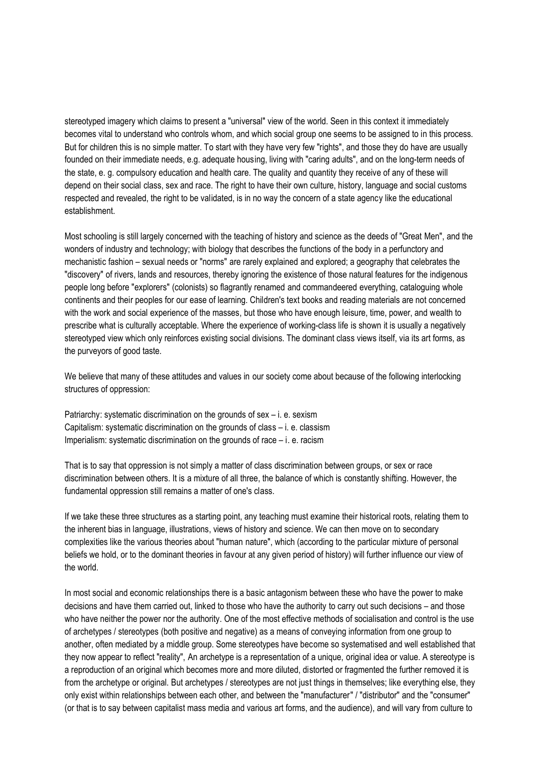stereotyped imagery which claims to present a "universal" view of the world. Seen in this context it immediately becomes vital to understand who controls whom, and which social group one seems to be assigned to in this process. But for children this is no simple matter. To start with they have very few "rights", and those they do have are usually founded on their immediate needs, e.g. adequate housing, living with "caring adults", and on the long-term needs of the state, e. g. compulsory education and health care. The quality and quantity they receive of any of these will depend on their social class, sex and race. The right to have their own culture, history, language and social customs respected and revealed, the right to be validated, is in no way the concern of a state agency like the educational establishment.

Most schooling is still largely concerned with the teaching of history and science as the deeds of "Great Men", and the wonders of industry and technology; with biology that describes the functions of the body in a perfunctory and mechanistic fashion – sexual needs or "norms" are rarely explained and explored; a geography that celebrates the "discovery" of rivers, lands and resources, thereby ignoring the existence of those natural features for the indigenous people long before "explorers" (colonists) so flagrantly renamed and commandeered everything, cataloguing whole continents and their peoples for our ease of learning. Children's text books and reading materials are not concerned with the work and social experience of the masses, but those who have enough leisure, time, power, and wealth to prescribe what is culturally acceptable. Where the experience of working-class life is shown it is usually a negatively stereotyped view which only reinforces existing social divisions. The dominant class views itself, via its art forms, as the purveyors of good taste.

We believe that many of these attitudes and values in our society come about because of the following interlocking structures of oppression:

Patriarchy: systematic discrimination on the grounds of sex – i. e. sexism
Capitalism: systematic discrimination on the grounds of class – i. e. classism
Imperialism: systematic discrimination on the grounds of race – i. e. racism

That is to say that oppression is not simply a matter of class discrimination between groups, or sex or race discrimination between others. It is a mixture of all three, the balance of which is constantly shifting. However, the fundamental oppression still remains a matter of one's class.

If we take these three structures as a starting point, any teaching must examine their historical roots, relating them to the inherent bias in language, illustrations, views of history and science. We can then move on to secondary complexities like the various theories about "human nature", which (according to the particular mixture of personal beliefs we hold, or to the dominant theories in favour at any given period of history) will further influence our view of the world.

In most social and economic relationships there is a basic antagonism between these who have the power to make decisions and have them carried out, linked to those who have the authority to carry out such decisions – and those who have neither the power nor the authority. One of the most effective methods of socialisation and control is the use of archetypes / stereotypes (both positive and negative) as a means of conveying information from one group to another, often mediated by a middle group. Some stereotypes have become so systematised and well established that they now appear to reflect "reality", An archetype is a representation of a unique, original idea or value. A stereotype is a reproduction of an original which becomes more and more diluted, distorted or fragmented the further removed it is from the archetype or original. But archetypes / stereotypes are not just things in themselves; like everything else, they only exist within relationships between each other, and between the "manufacturer" / "distributor" and the "consumer" (or that is to say between capitalist mass media and various art forms, and the audience), and will vary from culture to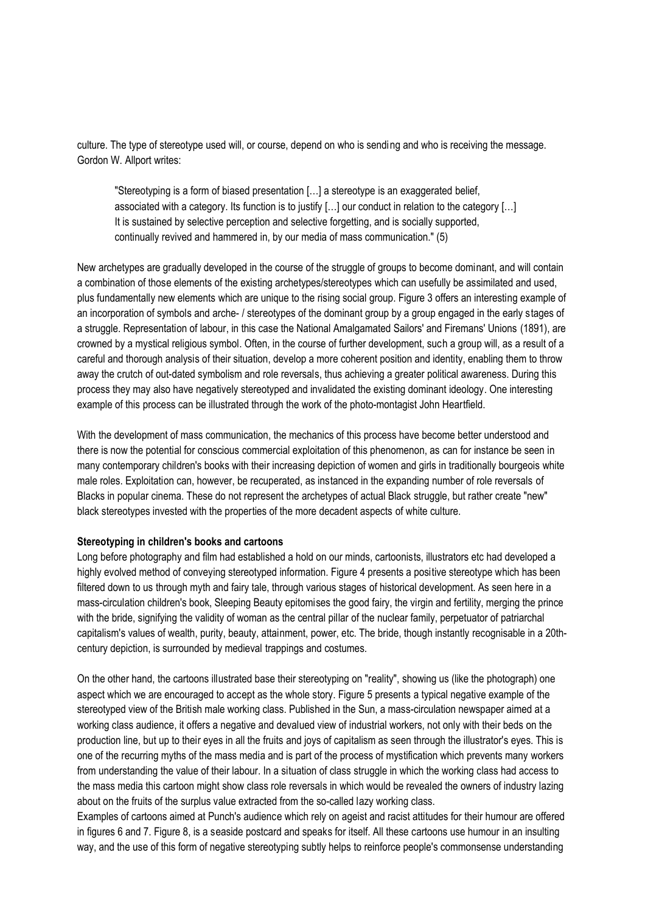culture. The type of stereotype used will, or course, depend on who is sending and who is receiving the message. Gordon W. Allport writes:

> "Stereotyping is a form of biased presentation […] a stereotype is an exaggerated belief, associated with a category. Its function is to justify […] our conduct in relation to the category […] It is sustained by selective perception and selective forgetting, and is socially supported, continually revived and hammered in, by our media of mass communication." (5)

New archetypes are gradually developed in the course of the struggle of groups to become dominant, and will contain a combination of those elements of the existing archetypes/stereotypes which can usefully be assimilated and used, plus fundamentally new elements which are unique to the rising social group. Figure 3 offers an interesting example of an incorporation of symbols and arche- / stereotypes of the dominant group by a group engaged in the early stages of a struggle. Representation of labour, in this case the National Amalgamated Sailors' and Firemans' Unions (1891), are crowned by a mystical religious symbol. Often, in the course of further development, such a group will, as a result of a careful and thorough analysis of their situation, develop a more coherent position and identity, enabling them to throw away the crutch of out-dated symbolism and role reversals, thus achieving a greater political awareness. During this process they may also have negatively stereotyped and invalidated the existing dominant ideology. One interesting example of this process can be illustrated through the work of the photo-montagist John Heartfield.

With the development of mass communication, the mechanics of this process have become better understood and there is now the potential for conscious commercial exploitation of this phenomenon, as can for instance be seen in many contemporary children's books with their increasing depiction of women and girls in traditionally bourgeois white male roles. Exploitation can, however, be recuperated, as instanced in the expanding number of role reversals of Blacks in popular cinema. These do not represent the archetypes of actual Black struggle, but rather create "new" black stereotypes invested with the properties of the more decadent aspects of white culture.

**Stereotyping in children's books and cartoons**

Long before photography and film had established a hold on our minds, cartoonists, illustrators etc had developed a highly evolved method of conveying stereotyped information. Figure 4 presents a positive stereotype which has been filtered down to us through myth and fairy tale, through various stages of historical development. As seen here in a mass-circulation children's book, Sleeping Beauty epitomises the good fairy, the virgin and fertility, merging the prince with the bride, signifying the validity of woman as the central pillar of the nuclear family, perpetuator of patriarchal capitalism's values of wealth, purity, beauty, attainment, power, etc. The bride, though instantly recognisable in a 20th-century depiction, is surrounded by medieval trappings and costumes.

On the other hand, the cartoons illustrated base their stereotyping on "reality", showing us (like the photograph) one aspect which we are encouraged to accept as the whole story. Figure 5 presents a typical negative example of the stereotyped view of the British male working class. Published in the Sun, a mass-circulation newspaper aimed at a working class audience, it offers a negative and devalued view of industrial workers, not only with their beds on the production line, but up to their eyes in all the fruits and joys of capitalism as seen through the illustrator's eyes. This is one of the recurring myths of the mass media and is part of the process of mystification which prevents many workers from understanding the value of their labour. In a situation of class struggle in which the working class had access to the mass media this cartoon might show class role reversals in which would be revealed the owners of industry lazing about on the fruits of the surplus value extracted from the so-called lazy working class.

Examples of cartoons aimed at Punch's audience which rely on ageist and racist attitudes for their humour are offered in figures 6 and 7. Figure 8, is a seaside postcard and speaks for itself. All these cartoons use humour in an insulting way, and the use of this form of negative stereotyping subtly helps to reinforce people's commonsense understanding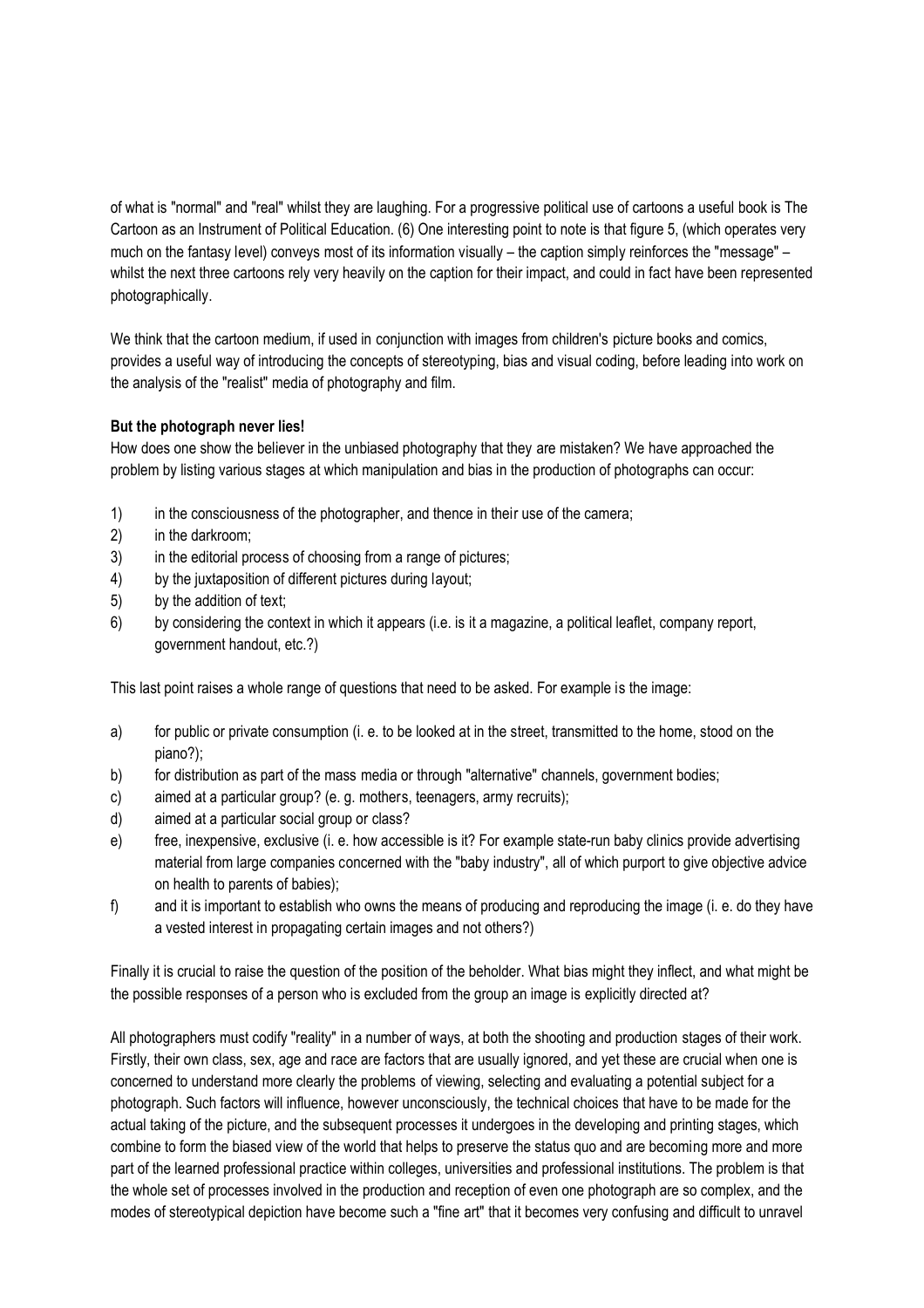of what is "normal" and "real" whilst they are laughing. For a progressive political use of cartoons a useful book is The Cartoon as an Instrument of Political Education. (6) One interesting point to note is that figure 5, (which operates very much on the fantasy level) conveys most of its information visually – the caption simply reinforces the "message" – whilst the next three cartoons rely very heavily on the caption for their impact, and could in fact have been represented photographically.

We think that the cartoon medium, if used in conjunction with images from children's picture books and comics, provides a useful way of introducing the concepts of stereotyping, bias and visual coding, before leading into work on the analysis of the "realist" media of photography and film.

**But the photograph never lies!**

How does one show the believer in the unbiased photography that they are mistaken? We have approached the problem by listing various stages at which manipulation and bias in the production of photographs can occur:

1) in the consciousness of the photographer, and thence in their use of the camera;
2) in the darkroom;
3) in the editorial process of choosing from a range of pictures;
4) by the juxtaposition of different pictures during layout;
5) by the addition of text;
6) by considering the context in which it appears (i.e. is it a magazine, a political leaflet, company report, government handout, etc.?)

This last point raises a whole range of questions that need to be asked. For example is the image:

a) for public or private consumption (i. e. to be looked at in the street, transmitted to the home, stood on the piano?);
b) for distribution as part of the mass media or through "alternative" channels, government bodies;
c) aimed at a particular group? (e. g. mothers, teenagers, army recruits);
d) aimed at a particular social group or class?
e) free, inexpensive, exclusive (i. e. how accessible is it? For example state-run baby clinics provide advertising material from large companies concerned with the "baby industry", all of which purport to give objective advice on health to parents of babies);
f) and it is important to establish who owns the means of producing and reproducing the image (i. e. do they have a vested interest in propagating certain images and not others?)

Finally it is crucial to raise the question of the position of the beholder. What bias might they inflect, and what might be the possible responses of a person who is excluded from the group an image is explicitly directed at?

All photographers must codify "reality" in a number of ways, at both the shooting and production stages of their work. Firstly, their own class, sex, age and race are factors that are usually ignored, and yet these are crucial when one is concerned to understand more clearly the problems of viewing, selecting and evaluating a potential subject for a photograph. Such factors will influence, however unconsciously, the technical choices that have to be made for the actual taking of the picture, and the subsequent processes it undergoes in the developing and printing stages, which combine to form the biased view of the world that helps to preserve the status quo and are becoming more and more part of the learned professional practice within colleges, universities and professional institutions. The problem is that the whole set of processes involved in the production and reception of even one photograph are so complex, and the modes of stereotypical depiction have become such a "fine art" that it becomes very confusing and difficult to unravel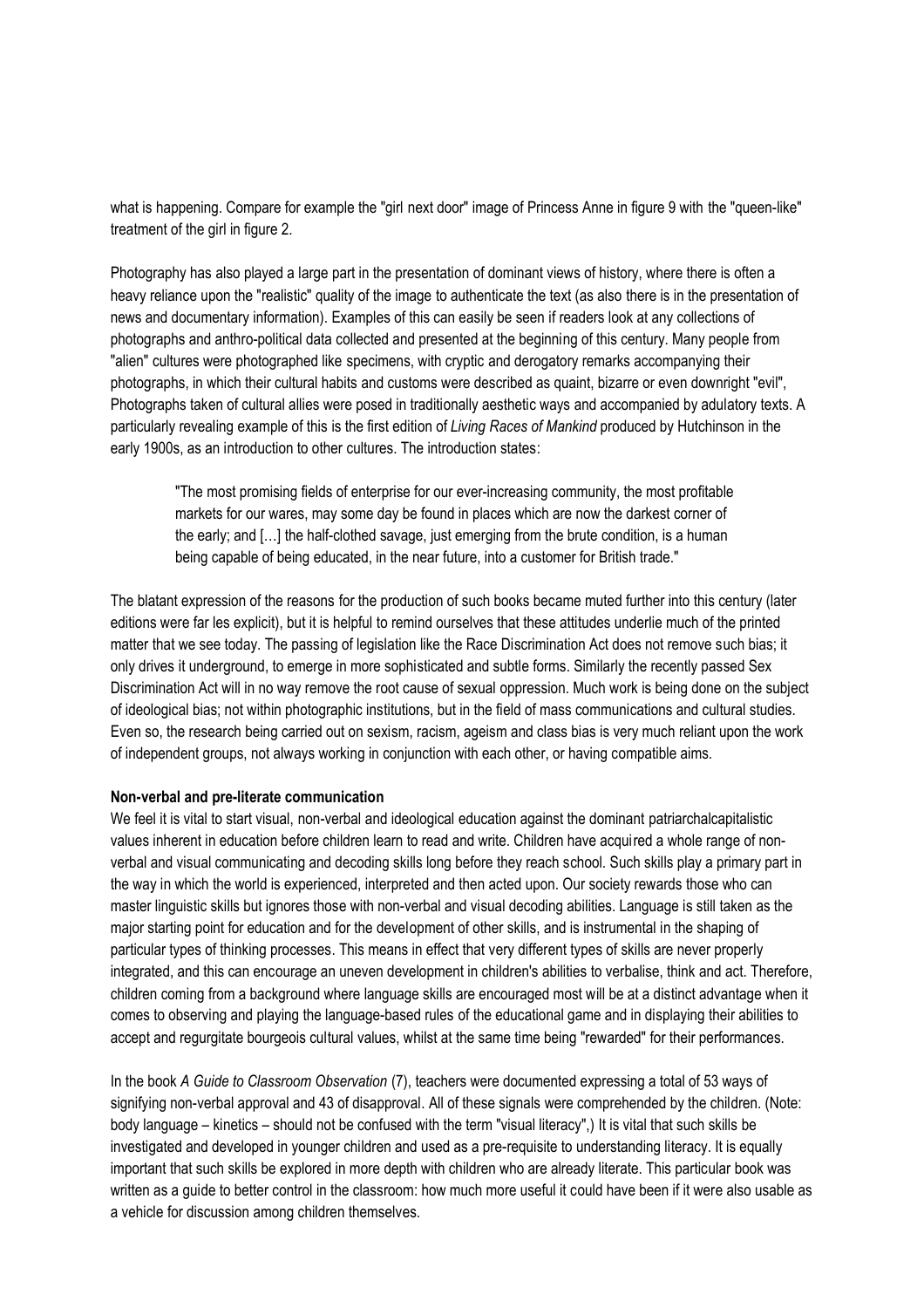what is happening. Compare for example the "girl next door" image of Princess Anne in figure 9 with the "queen-like" treatment of the girl in figure 2.

Photography has also played a large part in the presentation of dominant views of history, where there is often a heavy reliance upon the "realistic" quality of the image to authenticate the text (as also there is in the presentation of news and documentary information). Examples of this can easily be seen if readers look at any collections of photographs and anthro-political data collected and presented at the beginning of this century. Many people from "alien" cultures were photographed like specimens, with cryptic and derogatory remarks accompanying their photographs, in which their cultural habits and customs were described as quaint, bizarre or even downright "evil", Photographs taken of cultural allies were posed in traditionally aesthetic ways and accompanied by adulatory texts. A particularly revealing example of this is the first edition of *Living Races of Mankind* produced by Hutchinson in the early 1900s, as an introduction to other cultures. The introduction states:

> "The most promising fields of enterprise for our ever-increasing community, the most profitable markets for our wares, may some day be found in places which are now the darkest corner of the early; and […] the half-clothed savage, just emerging from the brute condition, is a human being capable of being educated, in the near future, into a customer for British trade."

The blatant expression of the reasons for the production of such books became muted further into this century (later editions were far les explicit), but it is helpful to remind ourselves that these attitudes underlie much of the printed matter that we see today. The passing of legislation like the Race Discrimination Act does not remove such bias; it only drives it underground, to emerge in more sophisticated and subtle forms. Similarly the recently passed Sex Discrimination Act will in no way remove the root cause of sexual oppression. Much work is being done on the subject of ideological bias; not within photographic institutions, but in the field of mass communications and cultural studies. Even so, the research being carried out on sexism, racism, ageism and class bias is very much reliant upon the work of independent groups, not always working in conjunction with each other, or having compatible aims.

**Non-verbal and pre-literate communication**

We feel it is vital to start visual, non-verbal and ideological education against the dominant patriarchalcapitalistic values inherent in education before children learn to read and write. Children have acquired a whole range of non-verbal and visual communicating and decoding skills long before they reach school. Such skills play a primary part in the way in which the world is experienced, interpreted and then acted upon. Our society rewards those who can master linguistic skills but ignores those with non-verbal and visual decoding abilities. Language is still taken as the major starting point for education and for the development of other skills, and is instrumental in the shaping of particular types of thinking processes. This means in effect that very different types of skills are never properly integrated, and this can encourage an uneven development in children's abilities to verbalise, think and act. Therefore, children coming from a background where language skills are encouraged most will be at a distinct advantage when it comes to observing and playing the language-based rules of the educational game and in displaying their abilities to accept and regurgitate bourgeois cultural values, whilst at the same time being "rewarded" for their performances.

In the book *A Guide to Classroom Observation* (7), teachers were documented expressing a total of 53 ways of signifying non-verbal approval and 43 of disapproval. All of these signals were comprehended by the children. (Note: body language – kinetics – should not be confused with the term "visual literacy",) It is vital that such skills be investigated and developed in younger children and used as a pre-requisite to understanding literacy. It is equally important that such skills be explored in more depth with children who are already literate. This particular book was written as a guide to better control in the classroom: how much more useful it could have been if it were also usable as a vehicle for discussion among children themselves.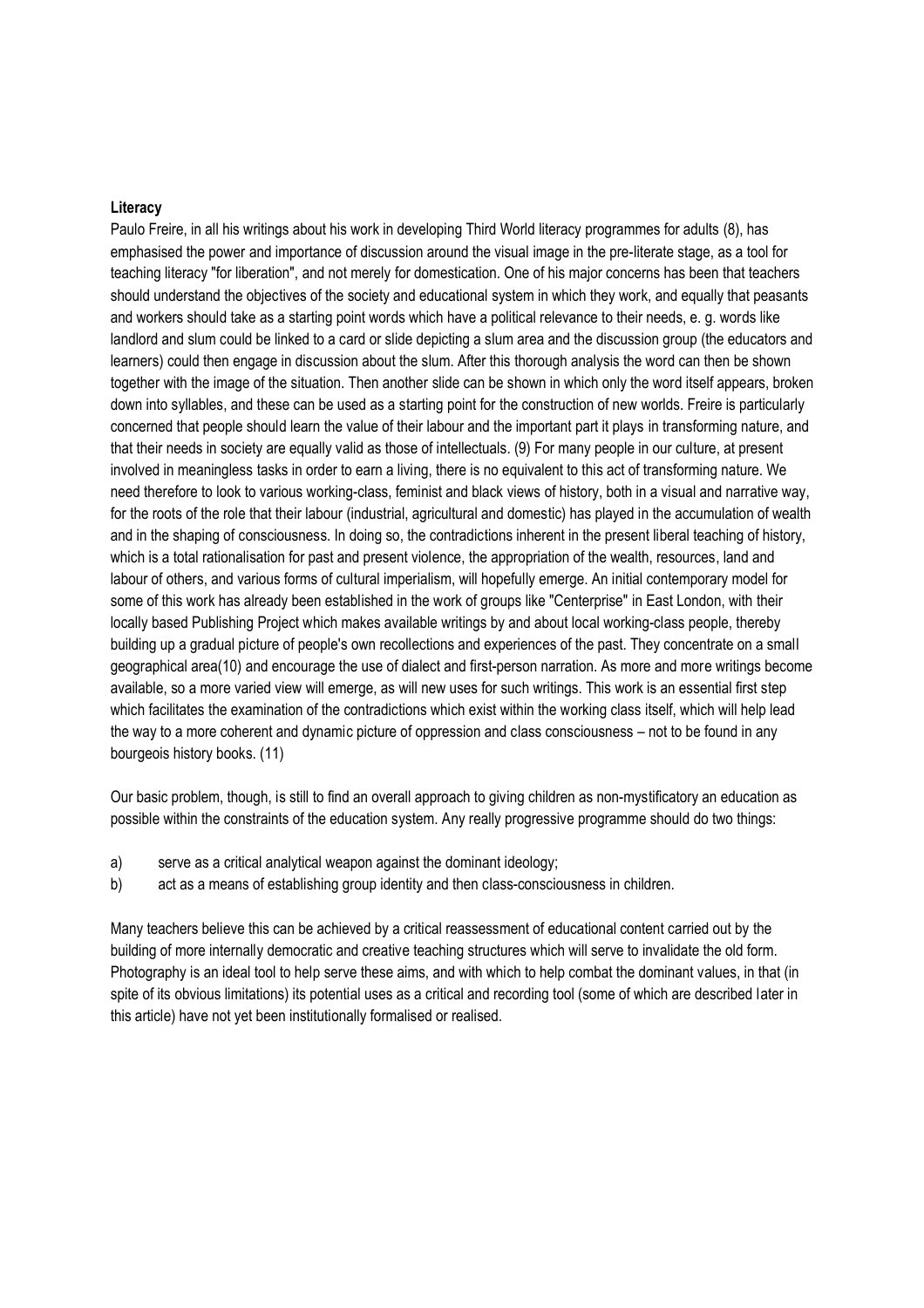**Literacy**

Paulo Freire, in all his writings about his work in developing Third World literacy programmes for adults (8), has emphasised the power and importance of discussion around the visual image in the pre-literate stage, as a tool for teaching literacy "for liberation", and not merely for domestication. One of his major concerns has been that teachers should understand the objectives of the society and educational system in which they work, and equally that peasants and workers should take as a starting point words which have a political relevance to their needs, e. g. words like landlord and slum could be linked to a card or slide depicting a slum area and the discussion group (the educators and learners) could then engage in discussion about the slum. After this thorough analysis the word can then be shown together with the image of the situation. Then another slide can be shown in which only the word itself appears, broken down into syllables, and these can be used as a starting point for the construction of new worlds. Freire is particularly concerned that people should learn the value of their labour and the important part it plays in transforming nature, and that their needs in society are equally valid as those of intellectuals. (9) For many people in our culture, at present involved in meaningless tasks in order to earn a living, there is no equivalent to this act of transforming nature. We need therefore to look to various working-class, feminist and black views of history, both in a visual and narrative way, for the roots of the role that their labour (industrial, agricultural and domestic) has played in the accumulation of wealth and in the shaping of consciousness. In doing so, the contradictions inherent in the present liberal teaching of history, which is a total rationalisation for past and present violence, the appropriation of the wealth, resources, land and labour of others, and various forms of cultural imperialism, will hopefully emerge. An initial contemporary model for some of this work has already been established in the work of groups like "Centerprise" in East London, with their locally based Publishing Project which makes available writings by and about local working-class people, thereby building up a gradual picture of people's own recollections and experiences of the past. They concentrate on a small geographical area(10) and encourage the use of dialect and first-person narration. As more and more writings become available, so a more varied view will emerge, as will new uses for such writings. This work is an essential first step which facilitates the examination of the contradictions which exist within the working class itself, which will help lead the way to a more coherent and dynamic picture of oppression and class consciousness – not to be found in any bourgeois history books. (11)

Our basic problem, though, is still to find an overall approach to giving children as non-mystificatory an education as possible within the constraints of the education system. Any really progressive programme should do two things:

a) serve as a critical analytical weapon against the dominant ideology;
b) act as a means of establishing group identity and then class-consciousness in children.

Many teachers believe this can be achieved by a critical reassessment of educational content carried out by the building of more internally democratic and creative teaching structures which will serve to invalidate the old form. Photography is an ideal tool to help serve these aims, and with which to help combat the dominant values, in that (in spite of its obvious limitations) its potential uses as a critical and recording tool (some of which are described later in this article) have not yet been institutionally formalised or realised.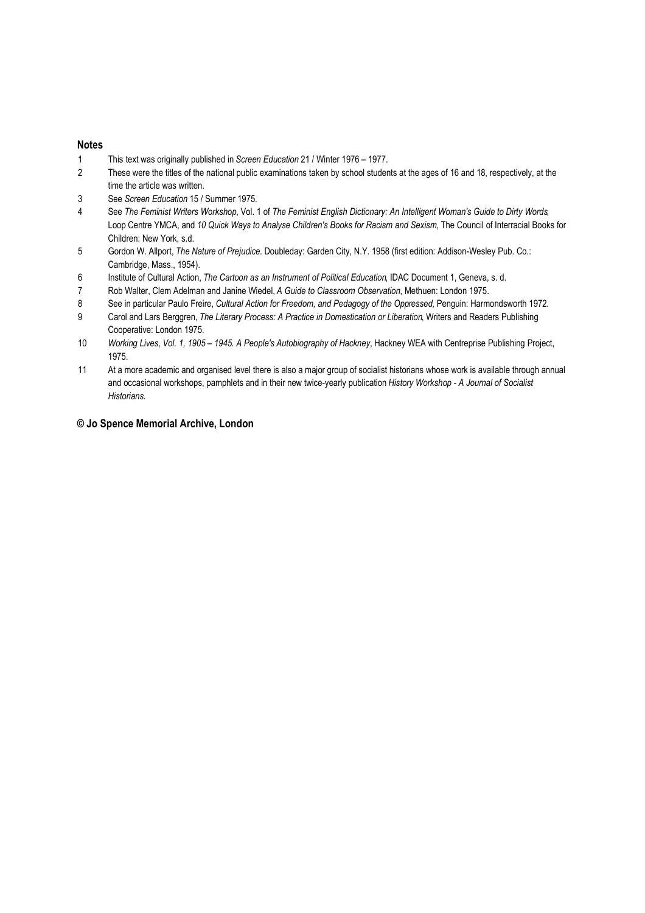**Notes**

1. This text was originally published in *Screen Education* 21 / Winter 1976 – 1977.
2. These were the titles of the national public examinations taken by school students at the ages of 16 and 18, respectively, at the time the article was written.
3. See *Screen Education* 15 / Summer 1975.
4. See *The Feminist Writers Workshop*, Vol. 1 of *The Feminist English Dictionary: An Intelligent Woman's Guide to Dirty Words*, Loop Centre YMCA, and *10 Quick Ways to Analyse Children's Books for Racism and Sexism*, The Council of Interracial Books for Children: New York, s.d.
5. Gordon W. Allport, *The Nature of Prejudice*. Doubleday: Garden City, N.Y. 1958 (first edition: Addison-Wesley Pub. Co.: Cambridge, Mass., 1954).
6. Institute of Cultural Action, *The Cartoon as an Instrument of Political Education*, IDAC Document 1, Geneva, s. d.
7. Rob Walter, Clem Adelman and Janine Wiedel, *A Guide to Classroom Observation*, Methuen: London 1975.
8. See in particular Paulo Freire, *Cultural Action for Freedom, and Pedagogy of the Oppressed*, Penguin: Harmondsworth 1972.
9. Carol and Lars Berggren, *The Literary Process: A Practice in Domestication or Liberation*, Writers and Readers Publishing Cooperative: London 1975.
10. *Working Lives, Vol. 1, 1905 – 1945. A People's Autobiography of Hackney*, Hackney WEA with Centreprise Publishing Project, 1975.
11. At a more academic and organised level there is also a major group of socialist historians whose work is available through annual and occasional workshops, pamphlets and in their new twice-yearly publication *History Workshop - A Journal of Socialist Historians*.

**© Jo Spence Memorial Archive, London**